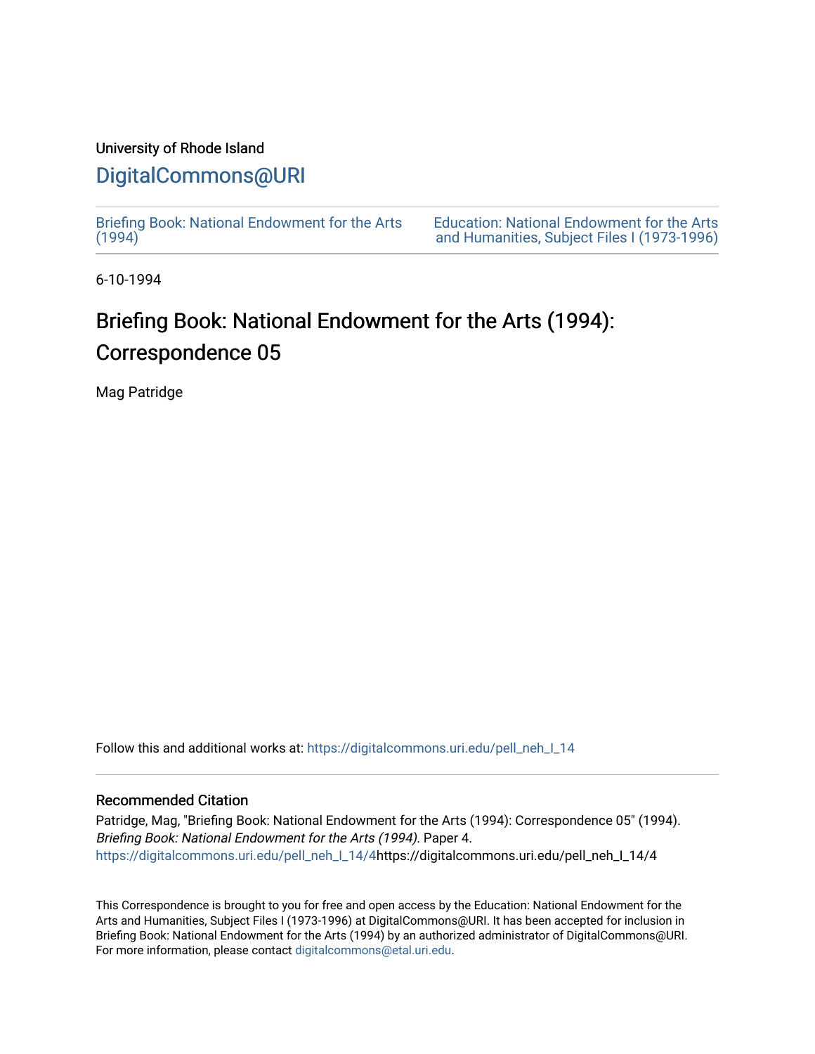University of Rhode Island

# DigitalCommons@URI

Briefing Book: National Endowment for the Arts (1994)

Education: National Endowment for the Arts and Humanities, Subject Files I (1973-1996)

6-10-1994

# Briefing Book: National Endowment for the Arts (1994): Correspondence 05

Mag Patridge

Follow this and additional works at: https://digitalcommons.uri.edu/pell_neh_I_14

## Recommended Citation

Patridge, Mag, "Briefing Book: National Endowment for the Arts (1994): Correspondence 05" (1994). *Briefing Book: National Endowment for the Arts (1994).* Paper 4.
https://digitalcommons.uri.edu/pell_neh_I_14/4https://digitalcommons.uri.edu/pell_neh_I_14/4

This Correspondence is brought to you for free and open access by the Education: National Endowment for the Arts and Humanities, Subject Files I (1973-1996) at DigitalCommons@URI. It has been accepted for inclusion in Briefing Book: National Endowment for the Arts (1994) by an authorized administrator of DigitalCommons@URI. For more information, please contact digitalcommons@etal.uri.edu.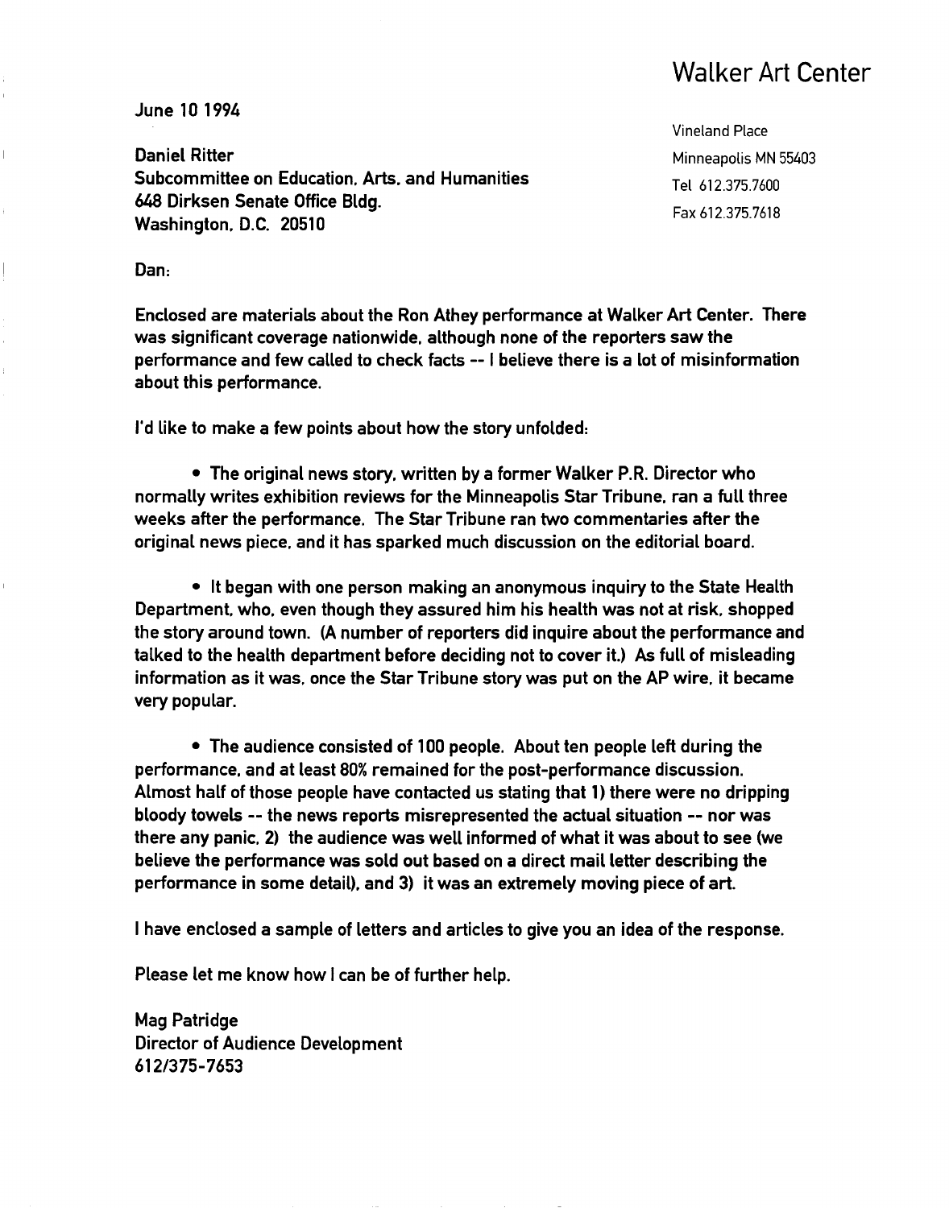# Walker Art Center

Vineland Place
Minneapolis MN 55403
Tel 612.375.7600
Fax 612.375.7618

**June 10 1994**

**Daniel Ritter**
**Subcommittee on Education, Arts, and Humanities**
**648 Dirksen Senate Office Bldg.**
**Washington, D.C. 20510**

**Dan:**

**Enclosed are materials about the Ron Athey performance at Walker Art Center. There was significant coverage nationwide, although none of the reporters saw the performance and few called to check facts -- I believe there is a lot of misinformation about this performance.**

**I'd like to make a few points about how the story unfolded:**

- **The original news story, written by a former Walker P.R. Director who normally writes exhibition reviews for the Minneapolis Star Tribune, ran a full three weeks after the performance. The Star Tribune ran two commentaries after the original news piece, and it has sparked much discussion on the editorial board.**

- **It began with one person making an anonymous inquiry to the State Health Department, who, even though they assured him his health was not at risk, shopped the story around town. (A number of reporters did inquire about the performance and talked to the health department before deciding not to cover it.) As full of misleading information as it was, once the Star Tribune story was put on the AP wire, it became very popular.**

- **The audience consisted of 100 people. About ten people left during the performance, and at least 80% remained for the post-performance discussion. Almost half of those people have contacted us stating that 1) there were no dripping bloody towels -- the news reports misrepresented the actual situation -- nor was there any panic, 2) the audience was well informed of what it was about to see (we believe the performance was sold out based on a direct mail letter describing the performance in some detail), and 3) it was an extremely moving piece of art.**

**I have enclosed a sample of letters and articles to give you an idea of the response.**

**Please let me know how I can be of further help.**

**Mag Patridge**
**Director of Audience Development**
**612/375-7653**